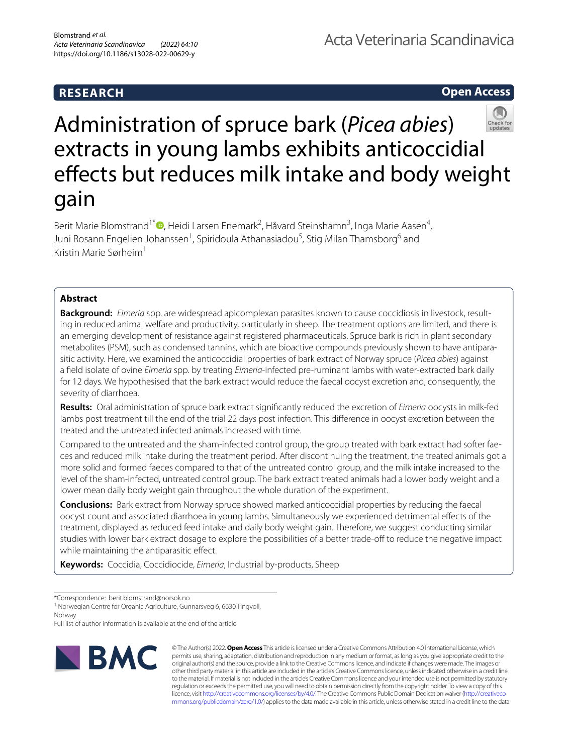**RESEARCH** **Open Access**

# Administration of spruce bark (*Picea abies*) extracts in young lambs exhibits anticoccidial effects but reduces milk intake and body weight gain

Berit Marie Blomstrand[1*], Heidi Larsen Enemark[2], Håvard Steinshamn[3], Inga Marie Aasen[4], Juni Rosann Engelien Johanssen[1], Spiridoula Athanasiadou[5], Stig Milan Thamsborg[6] and Kristin Marie Sørheim[1]

## Abstract

**Background:** *Eimeria* spp. are widespread apicomplexan parasites known to cause coccidiosis in livestock, resulting in reduced animal welfare and productivity, particularly in sheep. The treatment options are limited, and there is an emerging development of resistance against registered pharmaceuticals. Spruce bark is rich in plant secondary metabolites (PSM), such as condensed tannins, which are bioactive compounds previously shown to have antiparasitic activity. Here, we examined the anticoccidial properties of bark extract of Norway spruce (*Picea abies*) against a field isolate of ovine *Eimeria* spp. by treating *Eimeria*-infected pre-ruminant lambs with water-extracted bark daily for 12 days. We hypothesised that the bark extract would reduce the faecal oocyst excretion and, consequently, the severity of diarrhoea.

**Results:** Oral administration of spruce bark extract significantly reduced the excretion of *Eimeria* oocysts in milk-fed lambs post treatment till the end of the trial 22 days post infection. This difference in oocyst excretion between the treated and the untreated infected animals increased with time.

Compared to the untreated and the sham-infected control group, the group treated with bark extract had softer faeces and reduced milk intake during the treatment period. After discontinuing the treatment, the treated animals got a more solid and formed faeces compared to that of the untreated control group, and the milk intake increased to the level of the sham-infected, untreated control group. The bark extract treated animals had a lower body weight and a lower mean daily body weight gain throughout the whole duration of the experiment.

**Conclusions:** Bark extract from Norway spruce showed marked anticoccidial properties by reducing the faecal oocyst count and associated diarrhoea in young lambs. Simultaneously we experienced detrimental effects of the treatment, displayed as reduced feed intake and daily body weight gain. Therefore, we suggest conducting similar studies with lower bark extract dosage to explore the possibilities of a better trade-off to reduce the negative impact while maintaining the antiparasitic effect.

**Keywords:** Coccidia, Coccidiocide, *Eimeria*, Industrial by-products, Sheep

*Correspondence: berit.blomstrand@norsok.no

[1] Norwegian Centre for Organic Agriculture, Gunnarsveg 6, 6630 Tingvoll, Norway

Full list of author information is available at the end of the article

© The Author(s) 2022. **Open Access** This article is licensed under a Creative Commons Attribution 4.0 International License, which permits use, sharing, adaptation, distribution and reproduction in any medium or format, as long as you give appropriate credit to the original author(s) and the source, provide a link to the Creative Commons licence, and indicate if changes were made. The images or other third party material in this article are included in the article's Creative Commons licence, unless indicated otherwise in a credit line to the material. If material is not included in the article's Creative Commons licence and your intended use is not permitted by statutory regulation or exceeds the permitted use, you will need to obtain permission directly from the copyright holder. To view a copy of this licence, visit http://creativecommons.org/licenses/by/4.0/. The Creative Commons Public Domain Dedication waiver (http://creativecommons.org/publicdomain/zero/1.0/) applies to the data made available in this article, unless otherwise stated in a credit line to the data.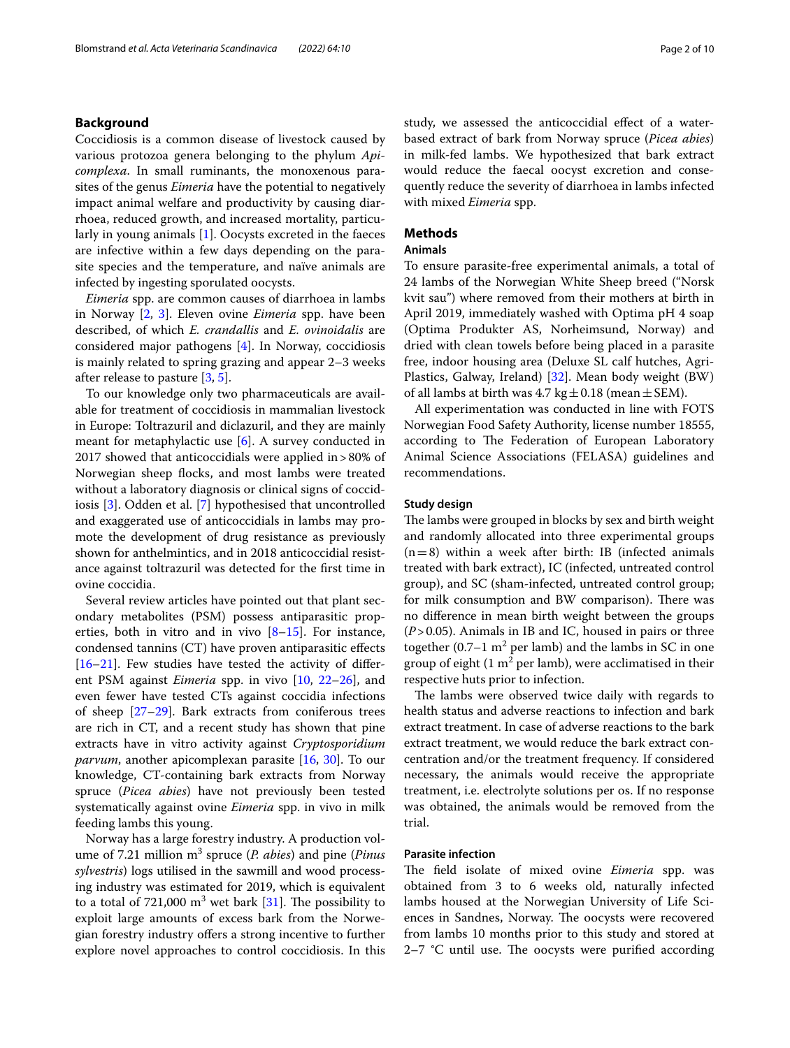## Background

Coccidiosis is a common disease of livestock caused by various protozoa genera belonging to the phylum *Apicomplexa*. In small ruminants, the monoxenous parasites of the genus *Eimeria* have the potential to negatively impact animal welfare and productivity by causing diarrhoea, reduced growth, and increased mortality, particularly in young animals [1]. Oocysts excreted in the faeces are infective within a few days depending on the parasite species and the temperature, and naïve animals are infected by ingesting sporulated oocysts.

*Eimeria* spp. are common causes of diarrhoea in lambs in Norway [2, 3]. Eleven ovine *Eimeria* spp. have been described, of which *E. crandallis* and *E. ovinoidalis* are considered major pathogens [4]. In Norway, coccidiosis is mainly related to spring grazing and appear 2–3 weeks after release to pasture [3, 5].

To our knowledge only two pharmaceuticals are available for treatment of coccidiosis in mammalian livestock in Europe: Toltrazuril and diclazuril, and they are mainly meant for metaphylactic use [6]. A survey conducted in 2017 showed that anticoccidials were applied in > 80% of Norwegian sheep flocks, and most lambs were treated without a laboratory diagnosis or clinical signs of coccidiosis [3]. Odden et al. [7] hypothesised that uncontrolled and exaggerated use of anticoccidials in lambs may promote the development of drug resistance as previously shown for anthelmintics, and in 2018 anticoccidial resistance against toltrazuril was detected for the first time in ovine coccidia.

Several review articles have pointed out that plant secondary metabolites (PSM) possess antiparasitic properties, both in vitro and in vivo [8–15]. For instance, condensed tannins (CT) have proven antiparasitic effects [16–21]. Few studies have tested the activity of different PSM against *Eimeria* spp. in vivo [10, 22–26], and even fewer have tested CTs against coccidia infections of sheep [27–29]. Bark extracts from coniferous trees are rich in CT, and a recent study has shown that pine extracts have in vitro activity against *Cryptosporidium parvum*, another apicomplexan parasite [16, 30]. To our knowledge, CT-containing bark extracts from Norway spruce (*Picea abies*) have not previously been tested systematically against ovine *Eimeria* spp. in vivo in milk feeding lambs this young.

Norway has a large forestry industry. A production volume of 7.21 million m$^3$ spruce (*P. abies*) and pine (*Pinus sylvestris*) logs utilised in the sawmill and wood processing industry was estimated for 2019, which is equivalent to a total of 721,000 m$^3$ wet bark [31]. The possibility to exploit large amounts of excess bark from the Norwegian forestry industry offers a strong incentive to further explore novel approaches to control coccidiosis. In this study, we assessed the anticoccidial effect of a water-based extract of bark from Norway spruce (*Picea abies*) in milk-fed lambs. We hypothesized that bark extract would reduce the faecal oocyst excretion and consequently reduce the severity of diarrhoea in lambs infected with mixed *Eimeria* spp.

## Methods

### Animals

To ensure parasite-free experimental animals, a total of 24 lambs of the Norwegian White Sheep breed ("Norsk kvit sau") where removed from their mothers at birth in April 2019, immediately washed with Optima pH 4 soap (Optima Produkter AS, Norheimsund, Norway) and dried with clean towels before being placed in a parasite free, indoor housing area (Deluxe SL calf hutches, Agri-Plastics, Galway, Ireland) [32]. Mean body weight (BW) of all lambs at birth was 4.7 kg ± 0.18 (mean ± SEM).

All experimentation was conducted in line with FOTS Norwegian Food Safety Authority, license number 18555, according to The Federation of European Laboratory Animal Science Associations (FELASA) guidelines and recommendations.

### Study design

The lambs were grouped in blocks by sex and birth weight and randomly allocated into three experimental groups (n = 8) within a week after birth: IB (infected animals treated with bark extract), IC (infected, untreated control group), and SC (sham-infected, untreated control group; for milk consumption and BW comparison). There was no difference in mean birth weight between the groups ($P > 0.05$). Animals in IB and IC, housed in pairs or three together (0.7–1 m$^2$ per lamb) and the lambs in SC in one group of eight (1 m$^2$ per lamb), were acclimatised in their respective huts prior to infection.

The lambs were observed twice daily with regards to health status and adverse reactions to infection and bark extract treatment. In case of adverse reactions to the bark extract treatment, we would reduce the bark extract concentration and/or the treatment frequency. If considered necessary, the animals would receive the appropriate treatment, i.e. electrolyte solutions per os. If no response was obtained, the animals would be removed from the trial.

### Parasite infection

The field isolate of mixed ovine *Eimeria* spp. was obtained from 3 to 6 weeks old, naturally infected lambs housed at the Norwegian University of Life Sciences in Sandnes, Norway. The oocysts were recovered from lambs 10 months prior to this study and stored at 2–7 °C until use. The oocysts were purified according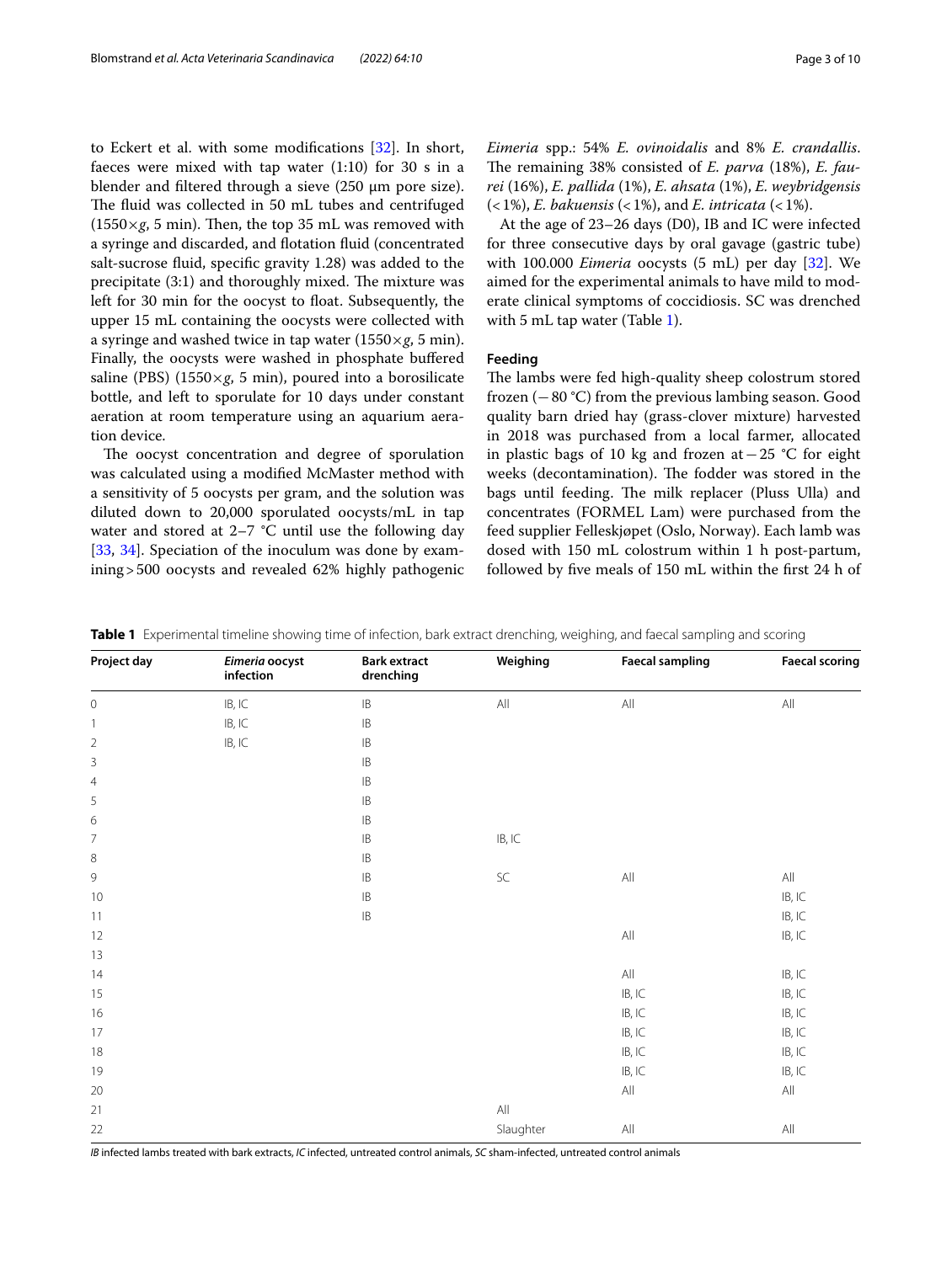to Eckert et al. with some modifications [32]. In short, faeces were mixed with tap water (1:10) for 30 s in a blender and filtered through a sieve (250 µm pore size). The fluid was collected in 50 mL tubes and centrifuged (1550×*g*, 5 min). Then, the top 35 mL was removed with a syringe and discarded, and flotation fluid (concentrated salt-sucrose fluid, specific gravity 1.28) was added to the precipitate (3:1) and thoroughly mixed. The mixture was left for 30 min for the oocyst to float. Subsequently, the upper 15 mL containing the oocysts were collected with a syringe and washed twice in tap water (1550×*g*, 5 min). Finally, the oocysts were washed in phosphate buffered saline (PBS) (1550×*g*, 5 min), poured into a borosilicate bottle, and left to sporulate for 10 days under constant aeration at room temperature using an aquarium aeration device.

The oocyst concentration and degree of sporulation was calculated using a modified McMaster method with a sensitivity of 5 oocysts per gram, and the solution was diluted down to 20,000 sporulated oocysts/mL in tap water and stored at 2–7 °C until use the following day [33, 34]. Speciation of the inoculum was done by examining > 500 oocysts and revealed 62% highly pathogenic *Eimeria* spp.: 54% *E. ovinoidalis* and 8% *E. crandallis*. The remaining 38% consisted of *E. parva* (18%), *E. faurei* (16%), *E. pallida* (1%), *E. ahsata* (1%), *E. weybridgensis* (< 1%), *E. bakuensis* (< 1%), and *E. intricata* (< 1%).

At the age of 23–26 days (D0), IB and IC were infected for three consecutive days by oral gavage (gastric tube) with 100.000 *Eimeria* oocysts (5 mL) per day [32]. We aimed for the experimental animals to have mild to moderate clinical symptoms of coccidiosis. SC was drenched with 5 mL tap water (Table 1).

#### Feeding

The lambs were fed high-quality sheep colostrum stored frozen (−80 °C) from the previous lambing season. Good quality barn dried hay (grass-clover mixture) harvested in 2018 was purchased from a local farmer, allocated in plastic bags of 10 kg and frozen at −25 °C for eight weeks (decontamination). The fodder was stored in the bags until feeding. The milk replacer (Pluss Ulla) and concentrates (FORMEL Lam) were purchased from the feed supplier Felleskjøpet (Oslo, Norway). Each lamb was dosed with 150 mL colostrum within 1 h post-partum, followed by five meals of 150 mL within the first 24 h of

**Table 1** Experimental timeline showing time of infection, bark extract drenching, weighing, and faecal sampling and scoring

| Project day | *Eimeria* oocyst infection | Bark extract drenching | Weighing | Faecal sampling | Faecal scoring |
|---|---|---|---|---|---|
| 0 | IB, IC | IB | All | All | All |
| 1 | IB, IC | IB | | | |
| 2 | IB, IC | IB | | | |
| 3 | | IB | | | |
| 4 | | IB | | | |
| 5 | | IB | | | |
| 6 | | IB | | | |
| 7 | | IB | IB, IC | | |
| 8 | | IB | | | |
| 9 | | IB | SC | All | All |
| 10 | | IB | | | IB, IC |
| 11 | | IB | | | IB, IC |
| 12 | | | | All | IB, IC |
| 13 | | | | | |
| 14 | | | | All | IB, IC |
| 15 | | | | IB, IC | IB, IC |
| 16 | | | | IB, IC | IB, IC |
| 17 | | | | IB, IC | IB, IC |
| 18 | | | | IB, IC | IB, IC |
| 19 | | | | IB, IC | IB, IC |
| 20 | | | | All | All |
| 21 | | | All | | |
| 22 | | | Slaughter | All | All |

*IB* infected lambs treated with bark extracts, *IC* infected, untreated control animals, *SC* sham-infected, untreated control animals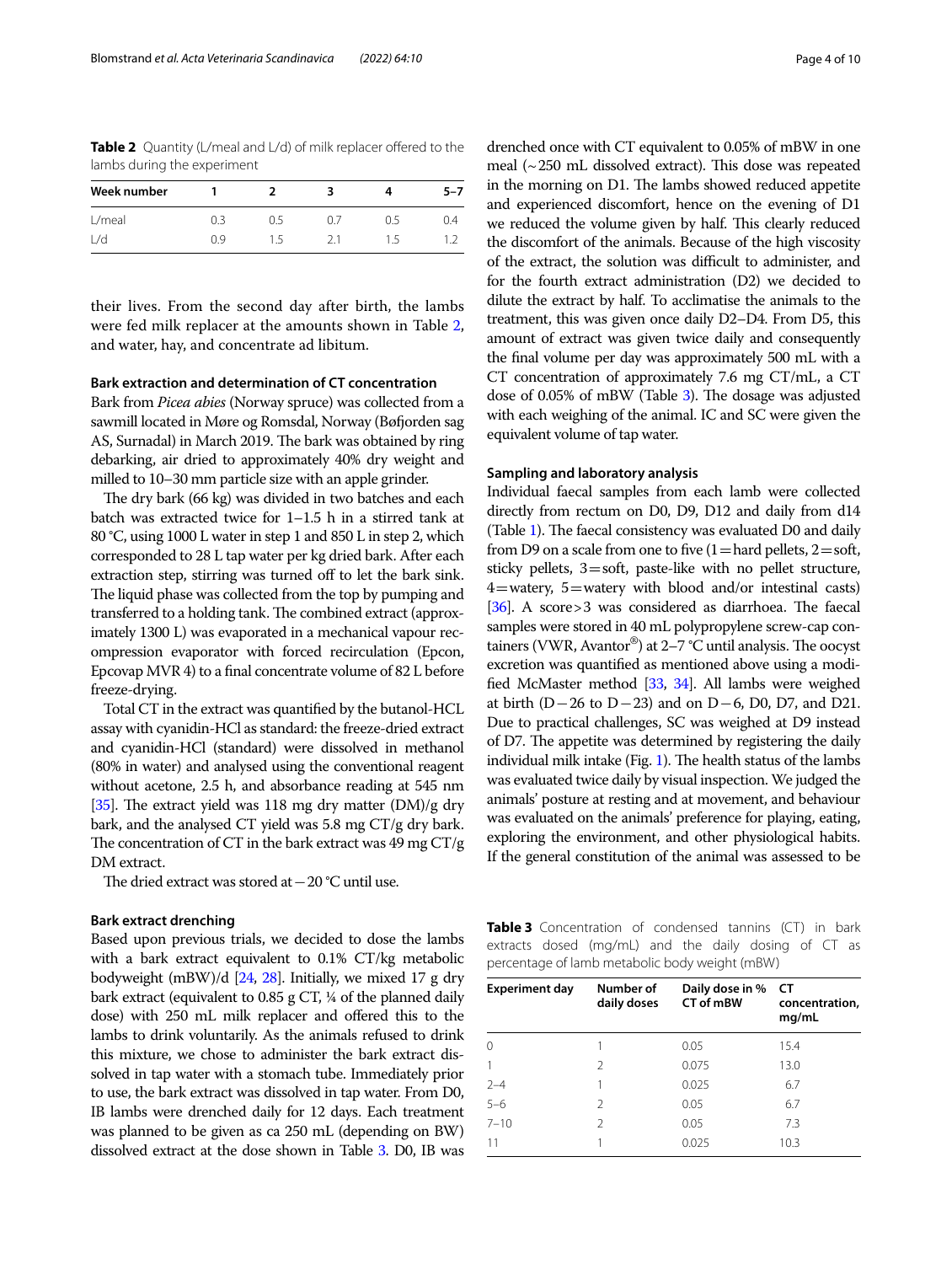**Table 2** Quantity (L/meal and L/d) of milk replacer offered to the lambs during the experiment

| Week number | 1 | 2 | 3 | 4 | 5–7 |
|---|---|---|---|---|---|
| L/meal | 0.3 | 0.5 | 0.7 | 0.5 | 0.4 |
| L/d | 0.9 | 1.5 | 2.1 | 1.5 | 1.2 |

their lives. From the second day after birth, the lambs were fed milk replacer at the amounts shown in Table 2, and water, hay, and concentrate ad libitum.

### Bark extraction and determination of CT concentration

Bark from *Picea abies* (Norway spruce) was collected from a sawmill located in Møre og Romsdal, Norway (Bøfjorden sag AS, Surnadal) in March 2019. The bark was obtained by ring debarking, air dried to approximately 40% dry weight and milled to 10–30 mm particle size with an apple grinder.

The dry bark (66 kg) was divided in two batches and each batch was extracted twice for 1–1.5 h in a stirred tank at 80 °C, using 1000 L water in step 1 and 850 L in step 2, which corresponded to 28 L tap water per kg dried bark. After each extraction step, stirring was turned off to let the bark sink. The liquid phase was collected from the top by pumping and transferred to a holding tank. The combined extract (approximately 1300 L) was evaporated in a mechanical vapour recompression evaporator with forced recirculation (Epcon, Epcovap MVR 4) to a final concentrate volume of 82 L before freeze-drying.

Total CT in the extract was quantified by the butanol-HCL assay with cyanidin-HCl as standard: the freeze-dried extract and cyanidin-HCl (standard) were dissolved in methanol (80% in water) and analysed using the conventional reagent without acetone, 2.5 h, and absorbance reading at 545 nm [35]. The extract yield was 118 mg dry matter (DM)/g dry bark, and the analysed CT yield was 5.8 mg CT/g dry bark. The concentration of CT in the bark extract was 49 mg CT/g DM extract.

The dried extract was stored at −20 °C until use.

### Bark extract drenching

Based upon previous trials, we decided to dose the lambs with a bark extract equivalent to 0.1% CT/kg metabolic bodyweight (mBW)/d [24, 28]. Initially, we mixed 17 g dry bark extract (equivalent to 0.85 g CT, ¼ of the planned daily dose) with 250 mL milk replacer and offered this to the lambs to drink voluntarily. As the animals refused to drink this mixture, we chose to administer the bark extract dissolved in tap water with a stomach tube. Immediately prior to use, the bark extract was dissolved in tap water. From D0, IB lambs were drenched daily for 12 days. Each treatment was planned to be given as ca 250 mL (depending on BW) dissolved extract at the dose shown in Table 3. D0, IB was drenched once with CT equivalent to 0.05% of mBW in one meal (~250 mL dissolved extract). This dose was repeated in the morning on D1. The lambs showed reduced appetite and experienced discomfort, hence on the evening of D1 we reduced the volume given by half. This clearly reduced the discomfort of the animals. Because of the high viscosity of the extract, the solution was difficult to administer, and for the fourth extract administration (D2) we decided to dilute the extract by half. To acclimatise the animals to the treatment, this was given once daily D2–D4. From D5, this amount of extract was given twice daily and consequently the final volume per day was approximately 500 mL with a CT concentration of approximately 7.6 mg CT/mL, a CT dose of 0.05% of mBW (Table 3). The dosage was adjusted with each weighing of the animal. IC and SC were given the equivalent volume of tap water.

### Sampling and laboratory analysis

Individual faecal samples from each lamb were collected directly from rectum on D0, D9, D12 and daily from d14 (Table 1). The faecal consistency was evaluated D0 and daily from D9 on a scale from one to five (1 = hard pellets, 2 = soft, sticky pellets, 3 = soft, paste-like with no pellet structure, 4 = watery, 5 = watery with blood and/or intestinal casts) [36]. A score > 3 was considered as diarrhoea. The faecal samples were stored in 40 mL polypropylene screw-cap containers (VWR, Avantor®) at 2–7 °C until analysis. The oocyst excretion was quantified as mentioned above using a modified McMaster method [33, 34]. All lambs were weighed at birth (D−26 to D−23) and on D−6, D0, D7, and D21. Due to practical challenges, SC was weighed at D9 instead of D7. The appetite was determined by registering the daily individual milk intake (Fig. 1). The health status of the lambs was evaluated twice daily by visual inspection. We judged the animals' posture at resting and at movement, and behaviour was evaluated on the animals' preference for playing, eating, exploring the environment, and other physiological habits. If the general constitution of the animal was assessed to be

**Table 3** Concentration of condensed tannins (CT) in bark extracts dosed (mg/mL) and the daily dosing of CT as percentage of lamb metabolic body weight (mBW)

| Experiment day | Number of daily doses | Daily dose in % CT of mBW | CT concentration, mg/mL |
|---|---|---|---|
| 0 | 1 | 0.05 | 15.4 |
| 1 | 2 | 0.075 | 13.0 |
| 2–4 | 1 | 0.025 | 6.7 |
| 5–6 | 2 | 0.05 | 6.7 |
| 7–10 | 2 | 0.05 | 7.3 |
| 11 | 1 | 0.025 | 10.3 |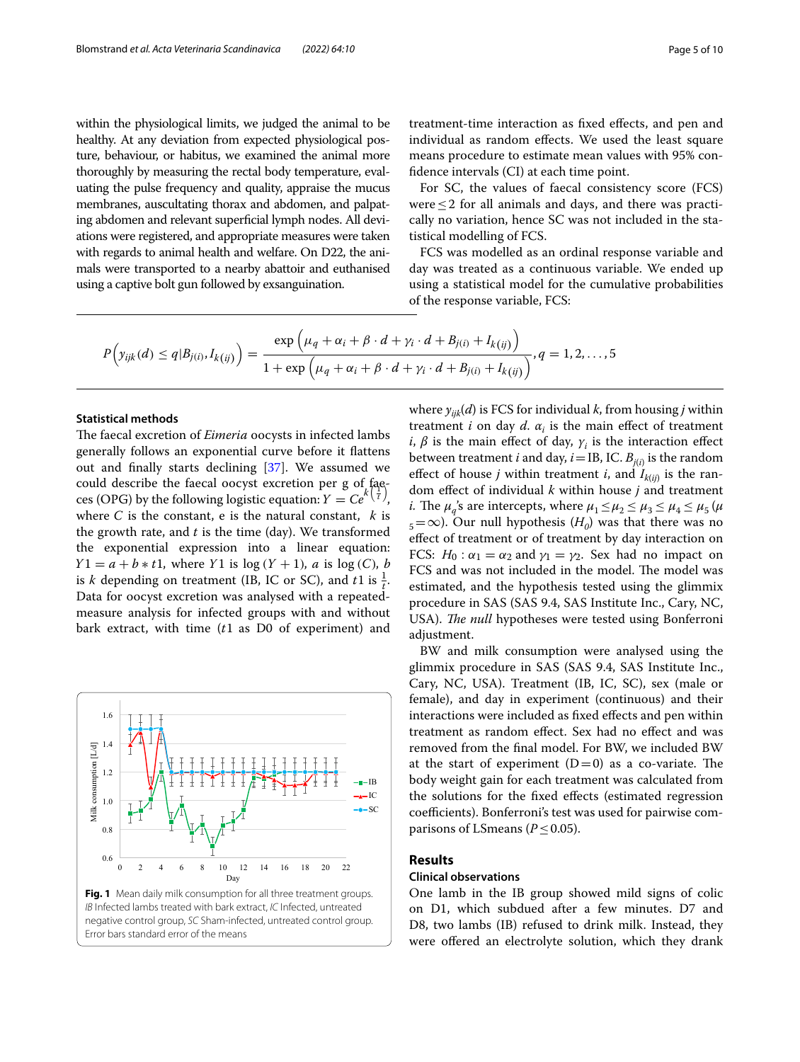within the physiological limits, we judged the animal to be healthy. At any deviation from expected physiological posture, behaviour, or habitus, we examined the animal more thoroughly by measuring the rectal body temperature, evaluating the pulse frequency and quality, appraise the mucus membranes, auscultating thorax and abdomen, and palpating abdomen and relevant superficial lymph nodes. All deviations were registered, and appropriate measures were taken with regards to animal health and welfare. On D22, the animals were transported to a nearby abattoir and euthanised using a captive bolt gun followed by exsanguination.

### Statistical methods

The faecal excretion of *Eimeria* oocysts in infected lambs generally follows an exponential curve before it flattens out and finally starts declining [37]. We assumed we could describe the faecal oocyst excretion per g of faeces (OPG) by the following logistic equation: $Y = Ce^{k\left(\frac{1}{t}\right)}$, where $C$ is the constant, e is the natural constant, $k$ is the growth rate, and $t$ is the time (day). We transformed the exponential expression into a linear equation: $Y1 = a + b * t1$, where $Y1$ is $\log(Y+1)$, $a$ is $\log(C)$, $b$ is $k$ depending on treatment (IB, IC or SC), and $t1$ is $\frac{1}{t}$. Data for oocyst excretion was analysed with a repeated-measure analysis for infected groups with and without bark extract, with time ($t1$ as D0 of experiment) and treatment-time interaction as fixed effects, and pen and individual as random effects. We used the least square means procedure to estimate mean values with 95% confidence intervals (CI) at each time point.

For SC, the values of faecal consistency score (FCS) were ≤ 2 for all animals and days, and there was practically no variation, hence SC was not included in the statistical modelling of FCS.

FCS was modelled as an ordinal response variable and day was treated as a continuous variable. We ended up using a statistical model for the cumulative probabilities of the response variable, FCS:

$$P\left(y_{ijk}(d) \leq q | B_{j(i)}, I_{k(ij)}\right) = \frac{\exp\left(\mu_q + \alpha_i + \beta \cdot d + \gamma_i \cdot d + B_{j(i)} + I_{k(ij)}\right)}{1 + \exp\left(\mu_q + \alpha_i + \beta \cdot d + \gamma_i \cdot d + B_{j(i)} + I_{k(ij)}\right)}, q = 1, 2, \ldots, 5$$

where $y_{ijk}(d)$ is FCS for individual $k$, from housing $j$ within treatment $i$ on day $d$. $\alpha_i$ is the main effect of treatment $i$, $\beta$ is the main effect of day, $\gamma_i$ is the interaction effect between treatment $i$ and day, $i$ = IB, IC. $B_{j(i)}$ is the random effect of house $j$ within treatment $i$, and $I_{k(ij)}$ is the random effect of individual $k$ within house $j$ and treatment $i$. The $\mu_q$'s are intercepts, where $\mu_1 \leq \mu_2 \leq \mu_3 \leq \mu_4 \leq \mu_5$ ($\mu_5 = \infty$). Our null hypothesis ($H_0$) was that there was no effect of treatment or of treatment by day interaction on FCS: $H_0: \alpha_1 = \alpha_2$ and $\gamma_1 = \gamma_2$. Sex had no impact on FCS and was not included in the model. The model was estimated, and the hypothesis tested using the glimmix procedure in SAS (SAS 9.4, SAS Institute Inc., Cary, NC, USA). *The null* hypotheses were tested using Bonferroni adjustment.

BW and milk consumption were analysed using the glimmix procedure in SAS (SAS 9.4, SAS Institute Inc., Cary, NC, USA). Treatment (IB, IC, SC), sex (male or female), and day in experiment (continuous) and their interactions were included as fixed effects and pen within treatment as random effect. Sex had no effect and was removed from the final model. For BW, we included BW at the start of experiment (D = 0) as a co-variate. The body weight gain for each treatment was calculated from the solutions for the fixed effects (estimated regression coefficients). Bonferroni's test was used for pairwise comparisons of LSmeans ($P \leq 0.05$).

**Fig. 1** Mean daily milk consumption for all three treatment groups. *IB* Infected lambs treated with bark extract, *IC* Infected, untreated negative control group, *SC* Sham-infected, untreated control group. Error bars standard error of the means

## Results

### Clinical observations

One lamb in the IB group showed mild signs of colic on D1, which subdued after a few minutes. D7 and D8, two lambs (IB) refused to drink milk. Instead, they were offered an electrolyte solution, which they drank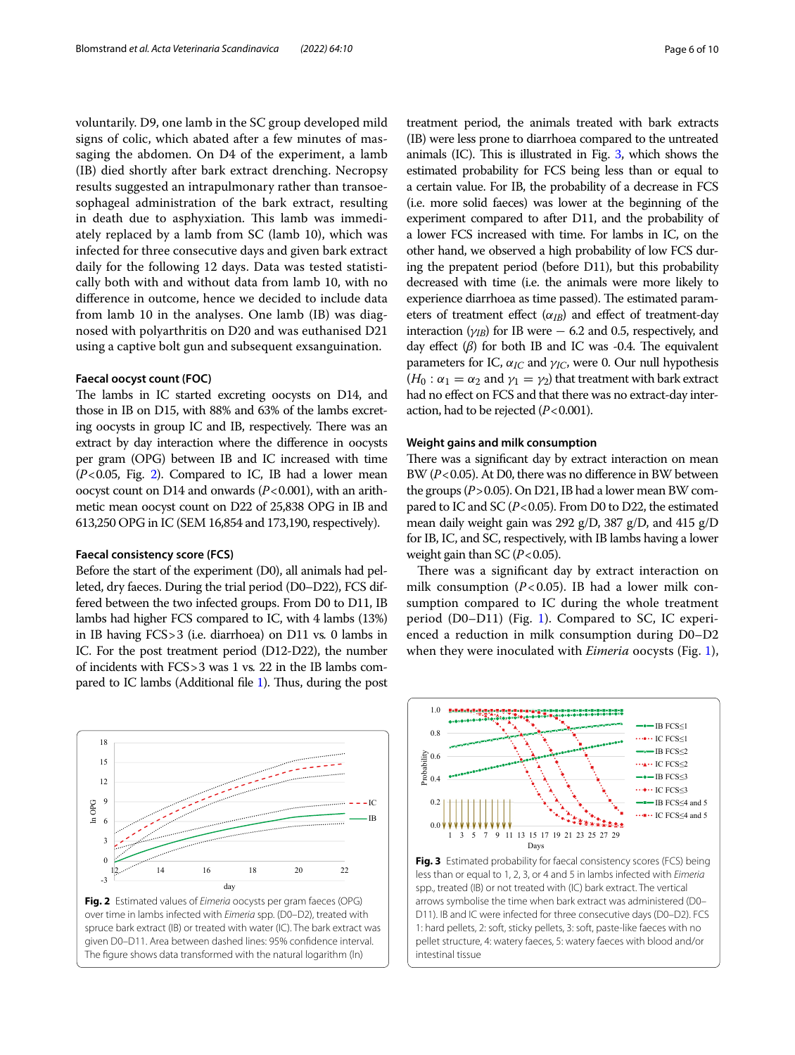voluntarily. D9, one lamb in the SC group developed mild signs of colic, which abated after a few minutes of massaging the abdomen. On D4 of the experiment, a lamb (IB) died shortly after bark extract drenching. Necropsy results suggested an intrapulmonary rather than transoesophageal administration of the bark extract, resulting in death due to asphyxiation. This lamb was immediately replaced by a lamb from SC (lamb 10), which was infected for three consecutive days and given bark extract daily for the following 12 days. Data was tested statistically both with and without data from lamb 10, with no difference in outcome, hence we decided to include data from lamb 10 in the analyses. One lamb (IB) was diagnosed with polyarthritis on D20 and was euthanised D21 using a captive bolt gun and subsequent exsanguination.

### Faecal oocyst count (FOC)

The lambs in IC started excreting oocysts on D14, and those in IB on D15, with 88% and 63% of the lambs excreting oocysts in group IC and IB, respectively. There was an extract by day interaction where the difference in oocysts per gram (OPG) between IB and IC increased with time ($P<0.05$, Fig. 2). Compared to IC, IB had a lower mean oocyst count on D14 and onwards ($P<0.001$), with an arithmetic mean oocyst count on D22 of 25,838 OPG in IB and 613,250 OPG in IC (SEM 16,854 and 173,190, respectively).

### Faecal consistency score (FCS)

Before the start of the experiment (D0), all animals had pelleted, dry faeces. During the trial period (D0–D22), FCS differed between the two infected groups. From D0 to D11, IB lambs had higher FCS compared to IC, with 4 lambs (13%) in IB having FCS > 3 (i.e. diarrhoea) on D11 vs. 0 lambs in IC. For the post treatment period (D12-D22), the number of incidents with FCS > 3 was 1 vs. 22 in the IB lambs compared to IC lambs (Additional file 1). Thus, during the post treatment period, the animals treated with bark extracts (IB) were less prone to diarrhoea compared to the untreated animals (IC). This is illustrated in Fig. 3, which shows the estimated probability for FCS being less than or equal to a certain value. For IB, the probability of a decrease in FCS (i.e. more solid faeces) was lower at the beginning of the experiment compared to after D11, and the probability of a lower FCS increased with time. For lambs in IC, on the other hand, we observed a high probability of low FCS during the prepatent period (before D11), but this probability decreased with time (i.e. the animals were more likely to experience diarrhoea as time passed). The estimated parameters of treatment effect ($\alpha_{IB}$) and effect of treatment-day interaction ($\gamma_{IB}$) for IB were − 6.2 and 0.5, respectively, and day effect ($\beta$) for both IB and IC was -0.4. The equivalent parameters for IC, $\alpha_{IC}$ and $\gamma_{IC}$, were 0. Our null hypothesis ($H_0 : \alpha_1 = \alpha_2$ and $\gamma_1 = \gamma_2$) that treatment with bark extract had no effect on FCS and that there was no extract-day interaction, had to be rejected ($P<0.001$).

### Weight gains and milk consumption

There was a significant day by extract interaction on mean BW ($P<0.05$). At D0, there was no difference in BW between the groups ($P>0.05$). On D21, IB had a lower mean BW compared to IC and SC ($P<0.05$). From D0 to D22, the estimated mean daily weight gain was 292 g/D, 387 g/D, and 415 g/D for IB, IC, and SC, respectively, with IB lambs having a lower weight gain than SC ($P<0.05$).

There was a significant day by extract interaction on milk consumption ($P<0.05$). IB had a lower milk consumption compared to IC during the whole treatment period (D0–D11) (Fig. 1). Compared to SC, IC experienced a reduction in milk consumption during D0–D2 when they were inoculated with *Eimeria* oocysts (Fig. 1),

**Fig. 2** Estimated values of *Eimeria* oocysts per gram faeces (OPG) over time in lambs infected with *Eimeria* spp. (D0–D2), treated with spruce bark extract (IB) or treated with water (IC). The bark extract was given D0–D11. Area between dashed lines: 95% confidence interval. The figure shows data transformed with the natural logarithm (ln)

**Fig. 3** Estimated probability for faecal consistency scores (FCS) being less than or equal to 1, 2, 3, or 4 and 5 in lambs infected with *Eimeria* spp., treated (IB) or not treated with (IC) bark extract. The vertical arrows symbolise the time when bark extract was administered (D0–D11). IB and IC were infected for three consecutive days (D0–D2). FCS 1: hard pellets, 2: soft, sticky pellets, 3: soft, paste-like faeces with no pellet structure, 4: watery faeces, 5: watery faeces with blood and/or intestinal tissue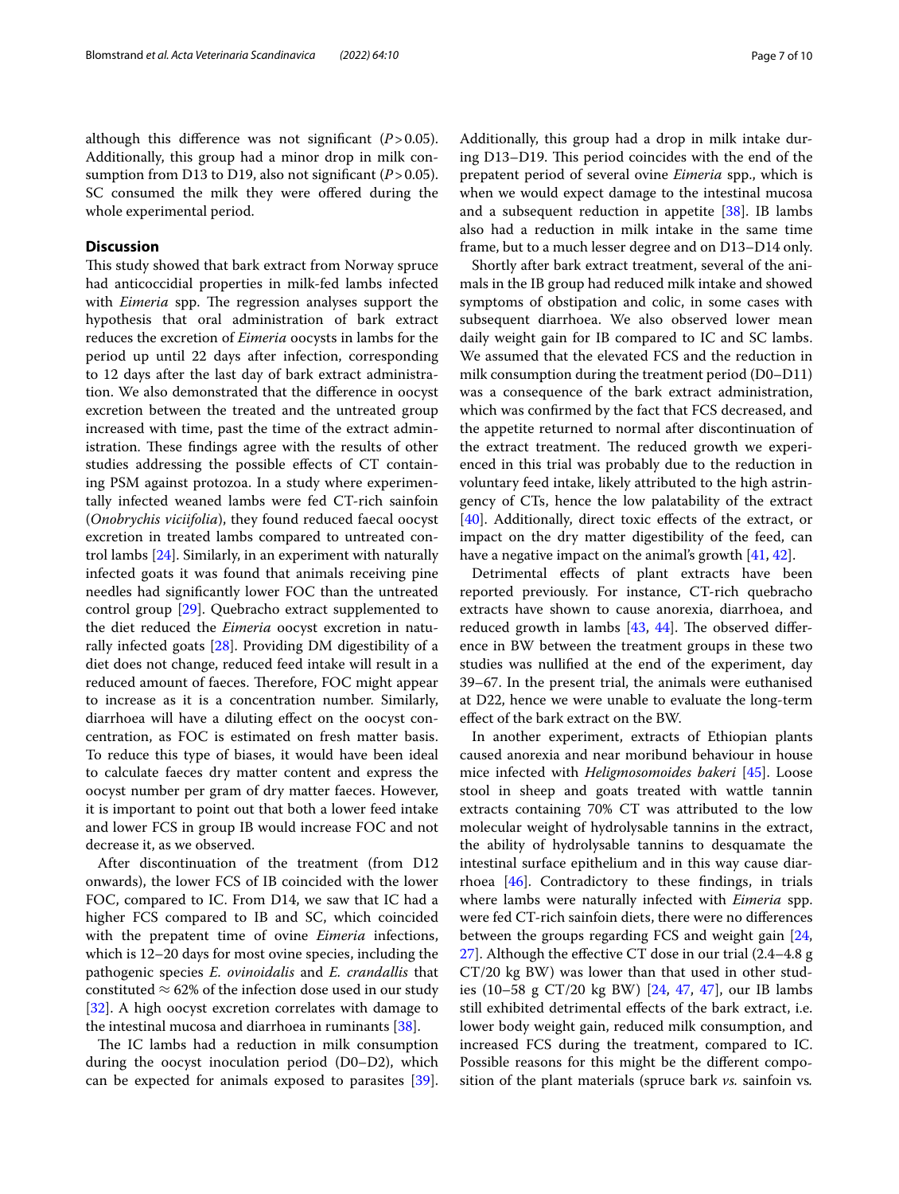although this difference was not significant ($P > 0.05$). Additionally, this group had a minor drop in milk consumption from D13 to D19, also not significant ($P > 0.05$). SC consumed the milk they were offered during the whole experimental period.

## Discussion

This study showed that bark extract from Norway spruce had anticoccidial properties in milk-fed lambs infected with *Eimeria* spp. The regression analyses support the hypothesis that oral administration of bark extract reduces the excretion of *Eimeria* oocysts in lambs for the period up until 22 days after infection, corresponding to 12 days after the last day of bark extract administration. We also demonstrated that the difference in oocyst excretion between the treated and the untreated group increased with time, past the time of the extract administration. These findings agree with the results of other studies addressing the possible effects of CT containing PSM against protozoa. In a study where experimentally infected weaned lambs were fed CT-rich sainfoin (*Onobrychis viciifolia*), they found reduced faecal oocyst excretion in treated lambs compared to untreated control lambs [24]. Similarly, in an experiment with naturally infected goats it was found that animals receiving pine needles had significantly lower FOC than the untreated control group [29]. Quebracho extract supplemented to the diet reduced the *Eimeria* oocyst excretion in naturally infected goats [28]. Providing DM digestibility of a diet does not change, reduced feed intake will result in a reduced amount of faeces. Therefore, FOC might appear to increase as it is a concentration number. Similarly, diarrhoea will have a diluting effect on the oocyst concentration, as FOC is estimated on fresh matter basis. To reduce this type of biases, it would have been ideal to calculate faeces dry matter content and express the oocyst number per gram of dry matter faeces. However, it is important to point out that both a lower feed intake and lower FCS in group IB would increase FOC and not decrease it, as we observed.

After discontinuation of the treatment (from D12 onwards), the lower FCS of IB coincided with the lower FOC, compared to IC. From D14, we saw that IC had a higher FCS compared to IB and SC, which coincided with the prepatent time of ovine *Eimeria* infections, which is 12–20 days for most ovine species, including the pathogenic species *E. ovinoidalis* and *E. crandallis* that constituted ≈ 62% of the infection dose used in our study [32]. A high oocyst excretion correlates with damage to the intestinal mucosa and diarrhoea in ruminants [38].

The IC lambs had a reduction in milk consumption during the oocyst inoculation period (D0–D2), which can be expected for animals exposed to parasites [39]. Additionally, this group had a drop in milk intake during D13–D19. This period coincides with the end of the prepatent period of several ovine *Eimeria* spp., which is when we would expect damage to the intestinal mucosa and a subsequent reduction in appetite [38]. IB lambs also had a reduction in milk intake in the same time frame, but to a much lesser degree and on D13–D14 only.

Shortly after bark extract treatment, several of the animals in the IB group had reduced milk intake and showed symptoms of obstipation and colic, in some cases with subsequent diarrhoea. We also observed lower mean daily weight gain for IB compared to IC and SC lambs. We assumed that the elevated FCS and the reduction in milk consumption during the treatment period (D0–D11) was a consequence of the bark extract administration, which was confirmed by the fact that FCS decreased, and the appetite returned to normal after discontinuation of the extract treatment. The reduced growth we experienced in this trial was probably due to the reduction in voluntary feed intake, likely attributed to the high astringency of CTs, hence the low palatability of the extract [40]. Additionally, direct toxic effects of the extract, or impact on the dry matter digestibility of the feed, can have a negative impact on the animal's growth [41, 42].

Detrimental effects of plant extracts have been reported previously. For instance, CT-rich quebracho extracts have shown to cause anorexia, diarrhoea, and reduced growth in lambs [43, 44]. The observed difference in BW between the treatment groups in these two studies was nullified at the end of the experiment, day 39–67. In the present trial, the animals were euthanised at D22, hence we were unable to evaluate the long-term effect of the bark extract on the BW.

In another experiment, extracts of Ethiopian plants caused anorexia and near moribund behaviour in house mice infected with *Heligmosomoides bakeri* [45]. Loose stool in sheep and goats treated with wattle tannin extracts containing 70% CT was attributed to the low molecular weight of hydrolysable tannins in the extract, the ability of hydrolysable tannins to desquamate the intestinal surface epithelium and in this way cause diarrhoea [46]. Contradictory to these findings, in trials where lambs were naturally infected with *Eimeria* spp. were fed CT-rich sainfoin diets, there were no differences between the groups regarding FCS and weight gain [24, 27]. Although the effective CT dose in our trial (2.4–4.8 g CT/20 kg BW) was lower than that used in other studies (10–58 g CT/20 kg BW) [24, 47, 47], our IB lambs still exhibited detrimental effects of the bark extract, i.e. lower body weight gain, reduced milk consumption, and increased FCS during the treatment, compared to IC. Possible reasons for this might be the different composition of the plant materials (spruce bark *vs.* sainfoin vs.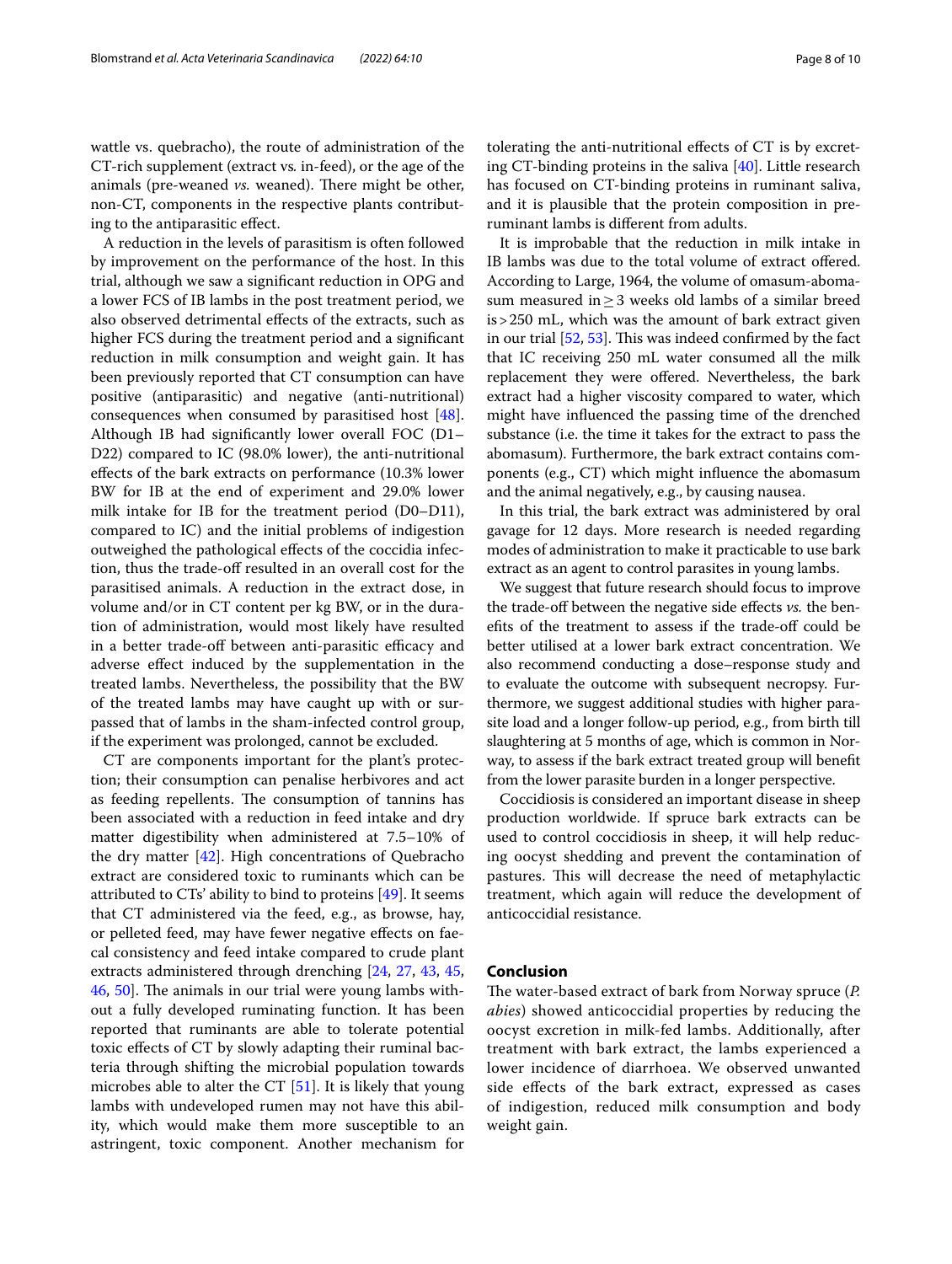wattle vs. quebracho), the route of administration of the CT-rich supplement (extract *vs.* in-feed), or the age of the animals (pre-weaned *vs.* weaned). There might be other, non-CT, components in the respective plants contributing to the antiparasitic effect.

A reduction in the levels of parasitism is often followed by improvement on the performance of the host. In this trial, although we saw a significant reduction in OPG and a lower FCS of IB lambs in the post treatment period, we also observed detrimental effects of the extracts, such as higher FCS during the treatment period and a significant reduction in milk consumption and weight gain. It has been previously reported that CT consumption can have positive (antiparasitic) and negative (anti-nutritional) consequences when consumed by parasitised host [48]. Although IB had significantly lower overall FOC (D1–D22) compared to IC (98.0% lower), the anti-nutritional effects of the bark extracts on performance (10.3% lower BW for IB at the end of experiment and 29.0% lower milk intake for IB for the treatment period (D0–D11), compared to IC) and the initial problems of indigestion outweighed the pathological effects of the coccidia infection, thus the trade-off resulted in an overall cost for the parasitised animals. A reduction in the extract dose, in volume and/or in CT content per kg BW, or in the duration of administration, would most likely have resulted in a better trade-off between anti-parasitic efficacy and adverse effect induced by the supplementation in the treated lambs. Nevertheless, the possibility that the BW of the treated lambs may have caught up with or surpassed that of lambs in the sham-infected control group, if the experiment was prolonged, cannot be excluded.

CT are components important for the plant's protection; their consumption can penalise herbivores and act as feeding repellents. The consumption of tannins has been associated with a reduction in feed intake and dry matter digestibility when administered at 7.5–10% of the dry matter [42]. High concentrations of Quebracho extract are considered toxic to ruminants which can be attributed to CTs' ability to bind to proteins [49]. It seems that CT administered via the feed, e.g., as browse, hay, or pelleted feed, may have fewer negative effects on faecal consistency and feed intake compared to crude plant extracts administered through drenching [24, 27, 43, 45, 46, 50]. The animals in our trial were young lambs without a fully developed ruminating function. It has been reported that ruminants are able to tolerate potential toxic effects of CT by slowly adapting their ruminal bacteria through shifting the microbial population towards microbes able to alter the CT [51]. It is likely that young lambs with undeveloped rumen may not have this ability, which would make them more susceptible to an astringent, toxic component. Another mechanism for tolerating the anti-nutritional effects of CT is by excreting CT-binding proteins in the saliva [40]. Little research has focused on CT-binding proteins in ruminant saliva, and it is plausible that the protein composition in pre-ruminant lambs is different from adults.

It is improbable that the reduction in milk intake in IB lambs was due to the total volume of extract offered. According to Large, 1964, the volume of omasum-abomasum measured in $\geq 3$ weeks old lambs of a similar breed is $> 250$ mL, which was the amount of bark extract given in our trial [52, 53]. This was indeed confirmed by the fact that IC receiving 250 mL water consumed all the milk replacement they were offered. Nevertheless, the bark extract had a higher viscosity compared to water, which might have influenced the passing time of the drenched substance (i.e. the time it takes for the extract to pass the abomasum). Furthermore, the bark extract contains components (e.g., CT) which might influence the abomasum and the animal negatively, e.g., by causing nausea.

In this trial, the bark extract was administered by oral gavage for 12 days. More research is needed regarding modes of administration to make it practicable to use bark extract as an agent to control parasites in young lambs.

We suggest that future research should focus to improve the trade-off between the negative side effects *vs.* the benefits of the treatment to assess if the trade-off could be better utilised at a lower bark extract concentration. We also recommend conducting a dose–response study and to evaluate the outcome with subsequent necropsy. Furthermore, we suggest additional studies with higher parasite load and a longer follow-up period, e.g., from birth till slaughtering at 5 months of age, which is common in Norway, to assess if the bark extract treated group will benefit from the lower parasite burden in a longer perspective.

Coccidiosis is considered an important disease in sheep production worldwide. If spruce bark extracts can be used to control coccidiosis in sheep, it will help reducing oocyst shedding and prevent the contamination of pastures. This will decrease the need of metaphylactic treatment, which again will reduce the development of anticoccidial resistance.

## Conclusion

The water-based extract of bark from Norway spruce (*P. abies*) showed anticoccidial properties by reducing the oocyst excretion in milk-fed lambs. Additionally, after treatment with bark extract, the lambs experienced a lower incidence of diarrhoea. We observed unwanted side effects of the bark extract, expressed as cases of indigestion, reduced milk consumption and body weight gain.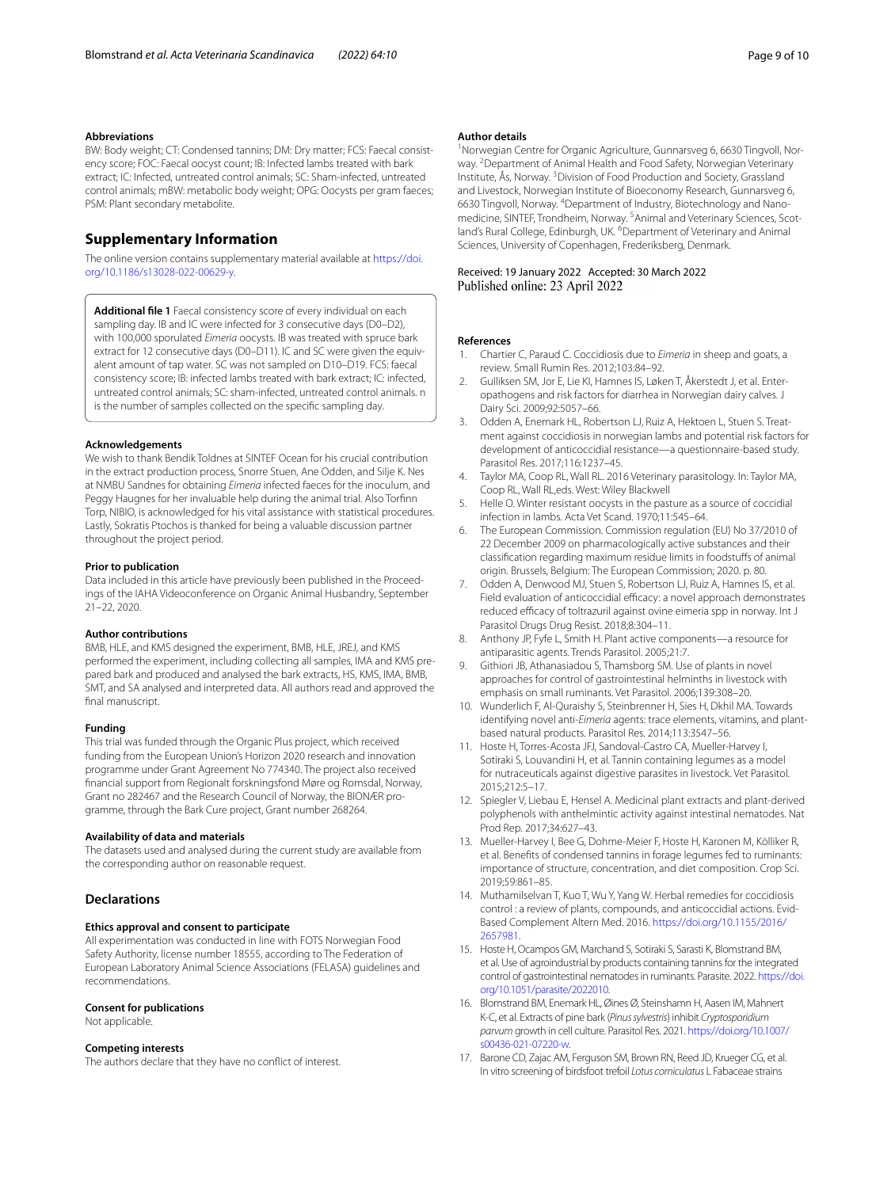#### Abbreviations

BW: Body weight; CT: Condensed tannins; DM: Dry matter; FCS: Faecal consistency score; FOC: Faecal oocyst count; IB: Infected lambs treated with bark extract; IC: Infected, untreated control animals; SC: Sham-infected, untreated control animals; mBW: metabolic body weight; OPG: Oocysts per gram faeces; PSM: Plant secondary metabolite.

## Supplementary Information

The online version contains supplementary material available at https://doi.org/10.1186/s13028-022-00629-y.

**Additional file 1** Faecal consistency score of every individual on each sampling day. IB and IC were infected for 3 consecutive days (D0–D2), with 100,000 sporulated *Eimeria* oocysts. IB was treated with spruce bark extract for 12 consecutive days (D0–D11). IC and SC were given the equivalent amount of tap water. SC was not sampled on D10–D19. FCS: faecal consistency score; IB: infected lambs treated with bark extract; IC: infected, untreated control animals; SC: sham-infected, untreated control animals. n is the number of samples collected on the specific sampling day.

#### Acknowledgements

We wish to thank Bendik Toldnes at SINTEF Ocean for his crucial contribution in the extract production process, Snorre Stuen, Ane Odden, and Silje K. Nes at NMBU Sandnes for obtaining *Eimeria* infected faeces for the inoculum, and Peggy Haugnes for her invaluable help during the animal trial. Also Torfinn Torp, NIBIO, is acknowledged for his vital assistance with statistical procedures. Lastly, Sokratis Ptochos is thanked for being a valuable discussion partner throughout the project period.

#### Prior to publication

Data included in this article have previously been published in the Proceedings of the IAHA Videoconference on Organic Animal Husbandry, September 21–22, 2020.

#### Author contributions

BMB, HLE, JREJ, and KMS designed the experiment, BMB, HLE, and KMS performed the experiment, including collecting all samples, IMA and KMS prepared bark and produced and analysed the bark extracts, HS, KMS, IMA, BMB, SMT, and SA analysed and interpreted data. All authors read and approved the final manuscript.

#### Funding

This trial was funded through the Organic Plus project, which received funding from the European Union's Horizon 2020 research and innovation programme under Grant Agreement No 774340. The project also received financial support from Regionalt forskningsfond Møre og Romsdal, Norway, Grant no 282467 and the Research Council of Norway, the BIONÆR programme, through the Bark Cure project, Grant number 268264.

#### Availability of data and materials

The datasets used and analysed during the current study are available from the corresponding author on reasonable request.

## Declarations

#### Ethics approval and consent to participate

All experimentation was conducted in line with FOTS Norwegian Food Safety Authority, license number 18555, according to The Federation of European Laboratory Animal Science Associations (FELASA) guidelines and recommendations.

#### Consent for publications

Not applicable.

#### Competing interests

The authors declare that they have no conflict of interest.

#### Author details

[1]Norwegian Centre for Organic Agriculture, Gunnarsveg 6, 6630 Tingvoll, Norway. [2]Department of Animal Health and Food Safety, Norwegian Veterinary Institute, Ås, Norway. [3]Division of Food Production and Society, Grassland and Livestock, Norwegian Institute of Bioeconomy Research, Gunnarsveg 6, 6630 Tingvoll, Norway. [4]Department of Industry, Biotechnology and Nanomedicine, SINTEF, Trondheim, Norway. [5]Animal and Veterinary Sciences, Scotland's Rural College, Edinburgh, UK. [6]Department of Veterinary and Animal Sciences, University of Copenhagen, Frederiksberg, Denmark.

Received: 19 January 2022 Accepted: 30 March 2022
Published online: 23 April 2022

#### References

1. Chartier C, Paraud C. Coccidiosis due to *Eimeria* in sheep and goats, a review. Small Rumin Res. 2012;103:84–92.
2. Gulliksen SM, Jor E, Lie KI, Hamnes IS, Løken T, Åkerstedt J, et al. Enteropathogens and risk factors for diarrhea in Norwegian dairy calves. J Dairy Sci. 2009;92:5057–66.
3. Odden A, Enemark HL, Robertson LJ, Ruiz A, Hektoen L, Stuen S. Treatment against coccidiosis in norwegian lambs and potential risk factors for development of anticoccidial resistance—a questionnaire-based study. Parasitol Res. 2017;116:1237–45.
4. Taylor MA, Coop RL, Wall RL. 2016 Veterinary parasitology. In: Taylor MA, Coop RL, Wall RL,eds. West: Wiley Blackwell
5. Helle O. Winter resistant oocysts in the pasture as a source of coccidial infection in lambs. Acta Vet Scand. 1970;11:545–64.
6. The European Commission. Commission regulation (EU) No 37/2010 of 22 December 2009 on pharmacologically active substances and their classification regarding maximum residue limits in foodstuffs of animal origin. Brussels, Belgium: The European Commission; 2020. p. 80.
7. Odden A, Denwood MJ, Stuen S, Robertson LJ, Ruiz A, Hamnes IS, et al. Field evaluation of anticoccidial efficacy: a novel approach demonstrates reduced efficacy of toltrazuril against ovine eimeria spp in norway. Int J Parasitol Drugs Drug Resist. 2018;8:304–11.
8. Anthony JP, Fyfe L, Smith H. Plant active components—a resource for antiparasitic agents. Trends Parasitol. 2005;21:7.
9. Githiori JB, Athanasiadou S, Thamsborg SM. Use of plants in novel approaches for control of gastrointestinal helminths in livestock with emphasis on small ruminants. Vet Parasitol. 2006;139:308–20.
10. Wunderlich F, Al-Quraishy S, Steinbrenner H, Sies H, Dkhil MA. Towards identifying novel anti-*Eimeria* agents: trace elements, vitamins, and plant-based natural products. Parasitol Res. 2014;113:3547–56.
11. Hoste H, Torres-Acosta JFJ, Sandoval-Castro CA, Mueller-Harvey I, Sotiraki S, Louvandini H, et al. Tannin containing legumes as a model for nutraceuticals against digestive parasites in livestock. Vet Parasitol. 2015;212:5–17.
12. Spiegler V, Liebau E, Hensel A. Medicinal plant extracts and plant-derived polyphenols with anthelmintic activity against intestinal nematodes. Nat Prod Rep. 2017;34:627–43.
13. Mueller-Harvey I, Bee G, Dohme-Meier F, Hoste H, Karonen M, Kölliker R, et al. Benefits of condensed tannins in forage legumes fed to ruminants: importance of structure, concentration, and diet composition. Crop Sci. 2019;59:861–85.
14. Muthamilselvan T, Kuo T, Wu Y, Yang W. Herbal remedies for coccidiosis control : a review of plants, compounds, and anticoccidial actions. Evid-Based Complement Altern Med. 2016. https://doi.org/10.1155/2016/2657981.
15. Hoste H, Ocampos GM, Marchand S, Sotiraki S, Sarasti K, Blomstrand BM, et al. Use of agroindustrial by products containing tannins for the integrated control of gastrointestinal nematodes in ruminants. Parasite. 2022. https://doi.org/10.1051/parasite/2022010.
16. Blomstrand BM, Enemark HL, Øines Ø, Steinshamn H, Aasen IM, Mahnert K-C, et al. Extracts of pine bark (*Pinus sylvestris*) inhibit *Cryptosporidium parvum* growth in cell culture. Parasitol Res. 2021. https://doi.org/10.1007/s00436-021-07220-w.
17. Barone CD, Zajac AM, Ferguson SM, Brown RN, Reed JD, Krueger CG, et al. In vitro screening of birdsfoot trefoil *Lotus corniculatus* L Fabaceae strains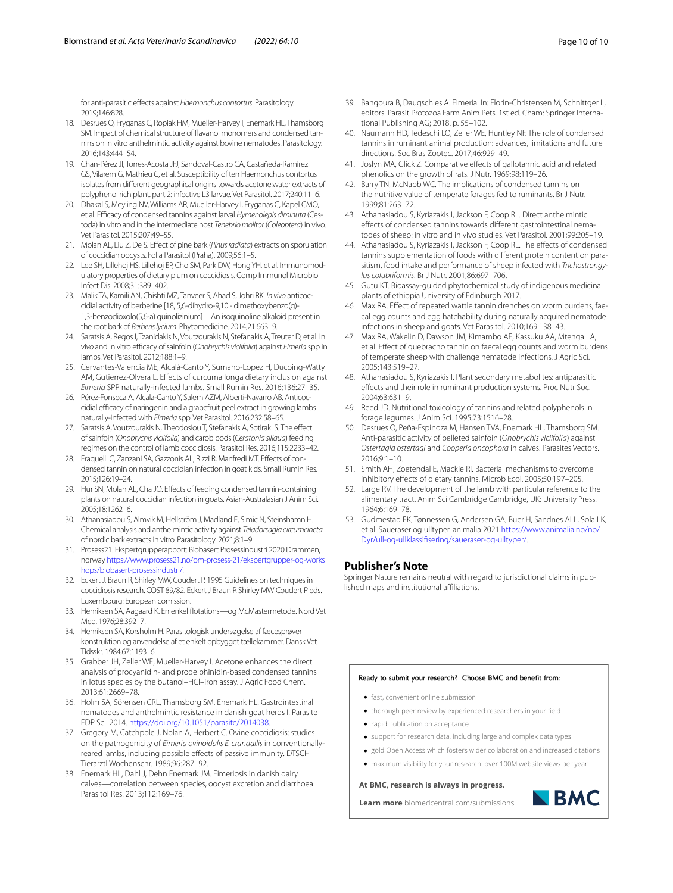for anti-parasitic effects against *Haemonchus contortus*. Parasitology. 2019;146:828.

18. Desrues O, Fryganas C, Ropiak HM, Mueller-Harvey I, Enemark HL, Thamsborg SM. Impact of chemical structure of flavanol monomers and condensed tannins on in vitro anthelmintic activity against bovine nematodes. Parasitology. 2016;143:444–54.
19. Chan-Pérez JI, Torres-Acosta JFJ, Sandoval-Castro CA, Castañeda-Ramírez GS, Vilarem G, Mathieu C, et al. Susceptibility of ten Haemonchus contortus isolates from different geographical origins towards acetone:water extracts of polyphenol rich plant. part 2: infective L3 larvae. Vet Parasitol. 2017;240:11–6.
20. Dhakal S, Meyling NV, Williams AR, Mueller-Harvey I, Fryganas C, Kapel CMO, et al. Efficacy of condensed tannins against larval *Hymenolepis diminuta* (Cestoda) in vitro and in the intermediate host *Tenebrio molitor* (*Coleoptera*) in vivo. Vet Parasitol. 2015;207:49–55.
21. Molan AL, Liu Z, De S. Effect of pine bark (*Pinus radiata*) extracts on sporulation of coccidian oocysts. Folia Parasitol (Praha). 2009;56:1–5.
22. Lee SH, Lillehoj HS, Lillehoj EP, Cho SM, Park DW, Hong YH, et al. Immunomodulatory properties of dietary plum on coccidiosis. Comp Immunol Microbiol Infect Dis. 2008;31:389–402.
23. Malik TA, Kamili AN, Chishti MZ, Tanveer S, Ahad S, Johri RK. *In vivo* anticoccidial activity of berberine [18, 5,6-dihydro-9,10 - dimethoxybenzo(g)-1,3-benzodioxolo(5,6-a) quinolizinium]—An isoquinoline alkaloid present in the root bark of *Berberis lycium*. Phytomedicine. 2014;21:663–9.
24. Saratsis A, Regos I, Tzanidakis N, Voutzourakis N, Stefanakis A, Treuter D, et al. In *vivo* and in vitro efficacy of sainfoin (*Onobrychis viciifolia*) against *Eimeria* spp in lambs. Vet Parasitol. 2012;188:1–9.
25. Cervantes-Valencia ME, Alcalá-Canto Y, Sumano-Lopez H, Ducoing-Watty AM, Gutierrez-Olvera L. Effects of curcuma longa dietary inclusion against *Eimeria* SPP naturally-infected lambs. Small Rumin Res. 2016;136:27–35.
26. Pérez-Fonseca A, Alcala-Canto Y, Salem AZM, Alberti-Navarro AB. Anticoccidial efficacy of naringenin and a grapefruit peel extract in growing lambs naturally-infected with *Eimeria* spp. Vet Parasitol. 2016;232:58–65.
27. Saratsis A, Voutzourakis N, Theodosiou T, Stefanakis A, Sotiraki S. The effect of sainfoin (*Onobrychis viciifolia*) and carob pods (*Ceratonia siliqua*) feeding regimes on the control of lamb coccidiosis. Parasitol Res. 2016;115:2233–42.
28. Fraquelli C, Zanzani SA, Gazzonis AL, Rizzi R, Manfredi MT. Effects of condensed tannin on natural coccidian infection in goat kids. Small Rumin Res. 2015;126:19–24.
29. Hur SN, Molan AL, Cha JO. Effects of feeding condensed tannin-containing plants on natural coccidian infection in goats. Asian-Australasian J Anim Sci. 2005;18:1262–6.
30. Athanasiadou S, Almvik M, Hellström J, Madland E, Simic N, Steinshamn H. Chemical analysis and anthelmintic activity against *Teladorsagia circumcincta* of nordic bark extracts in vitro. Parasitology. 2021;8:1–9.
31. Prosess21. Ekspertgrupperapport: Biobasert Prosessindustri 2020 Drammen, norway https://www.prosess21.no/om-prosess-21/ekspertgrupper-og-workshops/biobasert-prosessindustri/.
32. Eckert J, Braun R, Shirley MW, Coudert P. 1995 Guidelines on techniques in coccidiosis research. COST 89/82. Eckert J Braun R Shirley MW Coudert P eds. Luxembourg: European comission.
33. Henriksen SA, Aagaard K. En enkel flotations—og McMastermetode. Nord Vet Med. 1976;28:392–7.
34. Henriksen SA, Korsholm H. Parasitologisk undersøgelse af fæcesprøver—konstruktion og anvendelse af et enkelt opbygget tællekammer. Dansk Vet Tidsskr. 1984;67:1193–6.
35. Grabber JH, Zeller WE, Mueller-Harvey I. Acetone enhances the direct analysis of procyanidin- and prodelphinidin-based condensed tannins in lotus species by the butanol–HCl–iron assay. J Agric Food Chem. 2013;61:2669–78.
36. Holm SA, Sörensen CRL, Thamsborg SM, Enemark HL. Gastrointestinal nematodes and anthelmintic resistance in danish goat herds I. Parasite EDP Sci. 2014. https://doi.org/10.1051/parasite/2014038.
37. Gregory M, Catchpole J, Nolan A, Herbert C. Ovine coccidiosis: studies on the pathogenicity of *Eimeria ovinoidalis E. crandallis* in conventionally-reared lambs, including possible effects of passive immunity. DTSCH Tierarztl Wochenschr. 1989;96:287–92.
38. Enemark HL, Dahl J, Dehn Enemark JM. Eimeriosis in danish dairy calves—correlation between species, oocyst excretion and diarrhoea. Parasitol Res. 2013;112:169–76.
39. Bangoura B, Daugschies A. Eimeria. In: Florin-Christensen M, Schnittger L, editors. Parasit Protozoa Farm Anim Pets. 1st ed. Cham: Springer International Publishing AG; 2018. p. 55–102.
40. Naumann HD, Tedeschi LO, Zeller WE, Huntley NF. The role of condensed tannins in ruminant animal production: advances, limitations and future directions. Soc Bras Zootec. 2017;46:929–49.
41. Joslyn MA, Glick Z. Comparative effects of gallotannic acid and related phenolics on the growth of rats. J Nutr. 1969;98:119–26.
42. Barry TN, McNabb WC. The implications of condensed tannins on the nutritive value of temperate forages fed to ruminants. Br J Nutr. 1999;81:263–72.
43. Athanasiadou S, Kyriazakis I, Jackson F, Coop RL. Direct anthelmintic effects of condensed tannins towards different gastrointestinal nematodes of sheep: in vitro and in vivo studies. Vet Parasitol. 2001;99:205–19.
44. Athanasiadou S, Kyriazakis I, Jackson F, Coop RL. The effects of condensed tannins supplementation of foods with different protein content on parasitism, food intake and performance of sheep infected with *Trichostrongylus colubriformis*. Br J Nutr. 2001;86:697–706.
45. Gutu KT. Bioassay-guided phytochemical study of indigenous medicinal plants of ethiopia University of Edinburgh 2017.
46. Max RA. Effect of repeated wattle tannin drenches on worm burdens, faecal egg counts and egg hatchability during naturally acquired nematode infections in sheep and goats. Vet Parasitol. 2010;169:138–43.
47. Max RA, Wakelin D, Dawson JM, Kimambo AE, Kassuku AA, Mtenga LA, et al. Effect of quebracho tannin on faecal egg counts and worm burdens of temperate sheep with challenge nematode infections. J Agric Sci. 2005;143:519–27.
48. Athanasiadou S, Kyriazakis I. Plant secondary metabolites: antiparasitic effects and their role in ruminant production systems. Proc Nutr Soc. 2004;63:631–9.
49. Reed JD. Nutritional toxicology of tannins and related polyphenols in forage legumes. J Anim Sci. 1995;73:1516–28.
50. Desrues O, Peña-Espinoza M, Hansen TVA, Enemark HL, Thamsborg SM. Anti-parasitic activity of pelleted sainfoin (*Onobrychis viciifolia*) against *Ostertagia ostertagi* and *Cooperia oncophora* in calves. Parasites Vectors. 2016;9:1–10.
51. Smith AH, Zoetendal E, Mackie RI. Bacterial mechanisms to overcome inhibitory effects of dietary tannins. Microb Ecol. 2005;50:197–205.
52. Large RV. The development of the lamb with particular reference to the alimentary tract. Anim Sci Cambridge Cambridge, UK: University Press. 1964;6:169–78.
53. Gudmestad EK, Tønnessen G, Andersen GA, Buer H, Sandnes ALL, Sola LK, et al. Saueraser og ulltyper. animalia 2021 https://www.animalia.no/no/Dyr/ull-og-ullklassifisering/saueraser-og-ulltyper/.

## Publisher's Note

Springer Nature remains neutral with regard to jurisdictional claims in published maps and institutional affiliations.

Ready to submit your research? Choose BMC and benefit from:

- fast, convenient online submission
- thorough peer review by experienced researchers in your field
- rapid publication on acceptance
- support for research data, including large and complex data types
- gold Open Access which fosters wider collaboration and increased citations
- maximum visibility for your research: over 100M website views per year

**At BMC, research is always in progress.**

**Learn more** biomedcentral.com/submissions